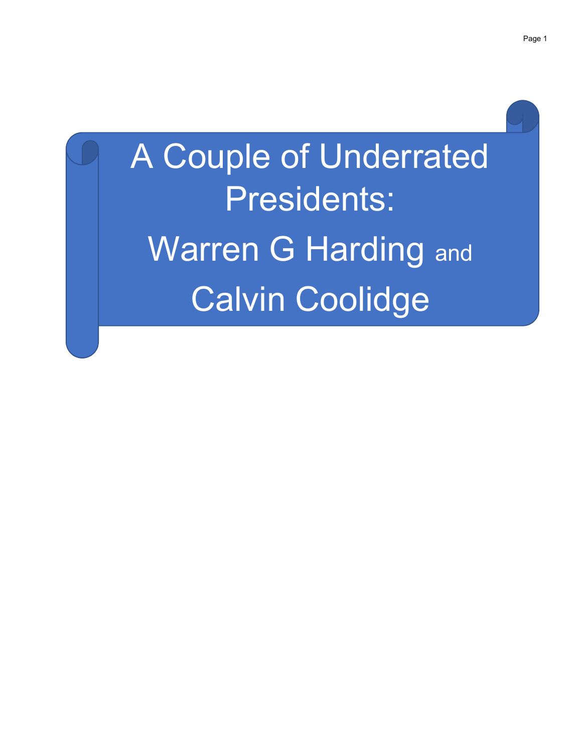# A Couple of Underrated Presidents:

# Warren G Harding and Calvin Coolidge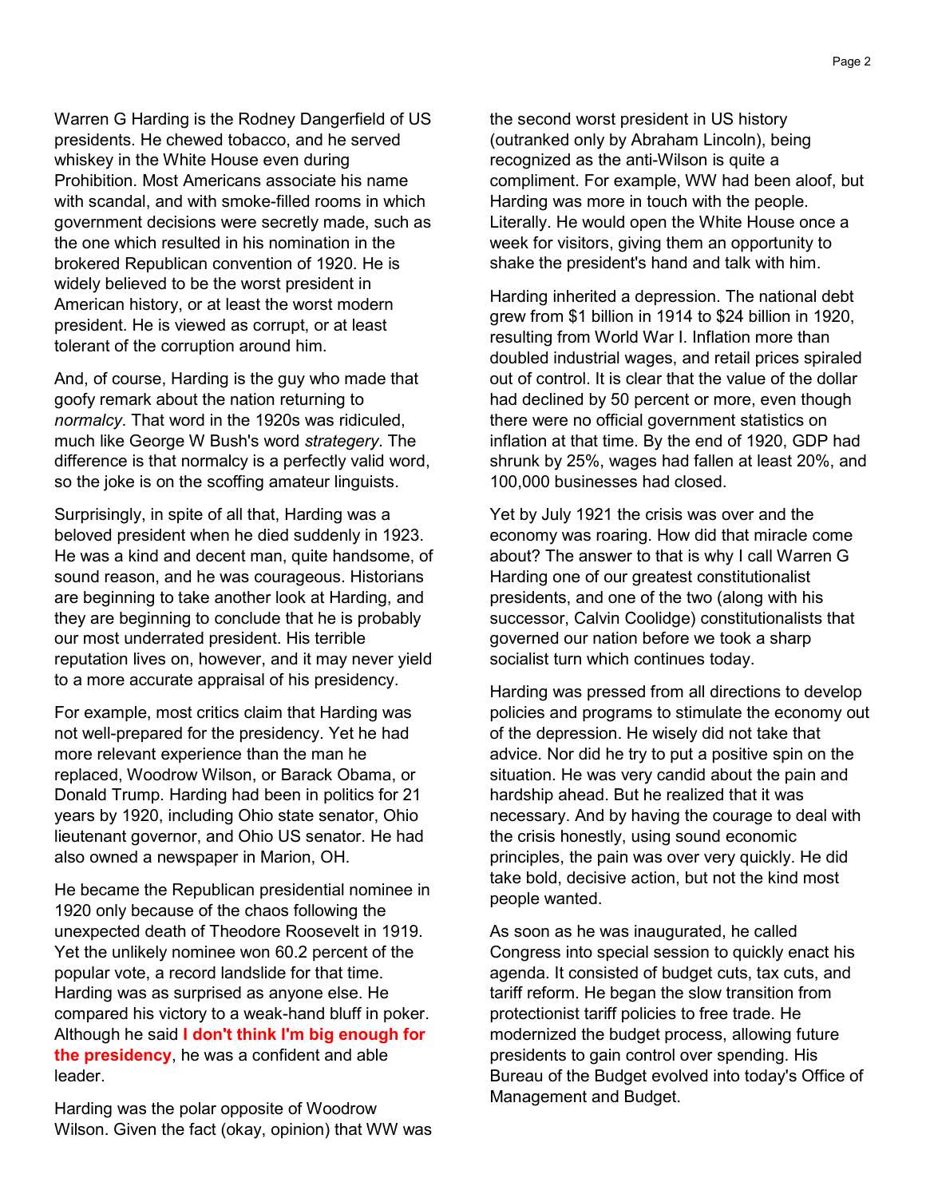Warren G Harding is the Rodney Dangerfield of US presidents. He chewed tobacco, and he served whiskey in the White House even during Prohibition. Most Americans associate his name with scandal, and with smoke-filled rooms in which government decisions were secretly made, such as the one which resulted in his nomination in the brokered Republican convention of 1920. He is widely believed to be the worst president in American history, or at least the worst modern president. He is viewed as corrupt, or at least tolerant of the corruption around him.

And, of course, Harding is the guy who made that goofy remark about the nation returning to *normalcy*. That word in the 1920s was ridiculed, much like George W Bush's word *strategery*. The difference is that normalcy is a perfectly valid word, so the joke is on the scoffing amateur linguists.

Surprisingly, in spite of all that, Harding was a beloved president when he died suddenly in 1923. He was a kind and decent man, quite handsome, of sound reason, and he was courageous. Historians are beginning to take another look at Harding, and they are beginning to conclude that he is probably our most underrated president. His terrible reputation lives on, however, and it may never yield to a more accurate appraisal of his presidency.

For example, most critics claim that Harding was not well-prepared for the presidency. Yet he had more relevant experience than the man he replaced, Woodrow Wilson, or Barack Obama, or Donald Trump. Harding had been in politics for 21 years by 1920, including Ohio state senator, Ohio lieutenant governor, and Ohio US senator. He had also owned a newspaper in Marion, OH.

He became the Republican presidential nominee in 1920 only because of the chaos following the unexpected death of Theodore Roosevelt in 1919. Yet the unlikely nominee won 60.2 percent of the popular vote, a record landslide for that time. Harding was as surprised as anyone else. He compared his victory to a weak-hand bluff in poker. Although he said **I don't think I'm big enough for the presidency**, he was a confident and able leader.

Harding was the polar opposite of Woodrow Wilson. Given the fact (okay, opinion) that WW was the second worst president in US history (outranked only by Abraham Lincoln), being recognized as the anti-Wilson is quite a compliment. For example, WW had been aloof, but Harding was more in touch with the people. Literally. He would open the White House once a week for visitors, giving them an opportunity to shake the president's hand and talk with him.

Harding inherited a depression. The national debt grew from $1 billion in 1914 to $24 billion in 1920, resulting from World War I. Inflation more than doubled industrial wages, and retail prices spiraled out of control. It is clear that the value of the dollar had declined by 50 percent or more, even though there were no official government statistics on inflation at that time. By the end of 1920, GDP had shrunk by 25%, wages had fallen at least 20%, and 100,000 businesses had closed.

Yet by July 1921 the crisis was over and the economy was roaring. How did that miracle come about? The answer to that is why I call Warren G Harding one of our greatest constitutionalist presidents, and one of the two (along with his successor, Calvin Coolidge) constitutionalists that governed our nation before we took a sharp socialist turn which continues today.

Harding was pressed from all directions to develop policies and programs to stimulate the economy out of the depression. He wisely did not take that advice. Nor did he try to put a positive spin on the situation. He was very candid about the pain and hardship ahead. But he realized that it was necessary. And by having the courage to deal with the crisis honestly, using sound economic principles, the pain was over very quickly. He did take bold, decisive action, but not the kind most people wanted.

As soon as he was inaugurated, he called Congress into special session to quickly enact his agenda. It consisted of budget cuts, tax cuts, and tariff reform. He began the slow transition from protectionist tariff policies to free trade. He modernized the budget process, allowing future presidents to gain control over spending. His Bureau of the Budget evolved into today's Office of Management and Budget.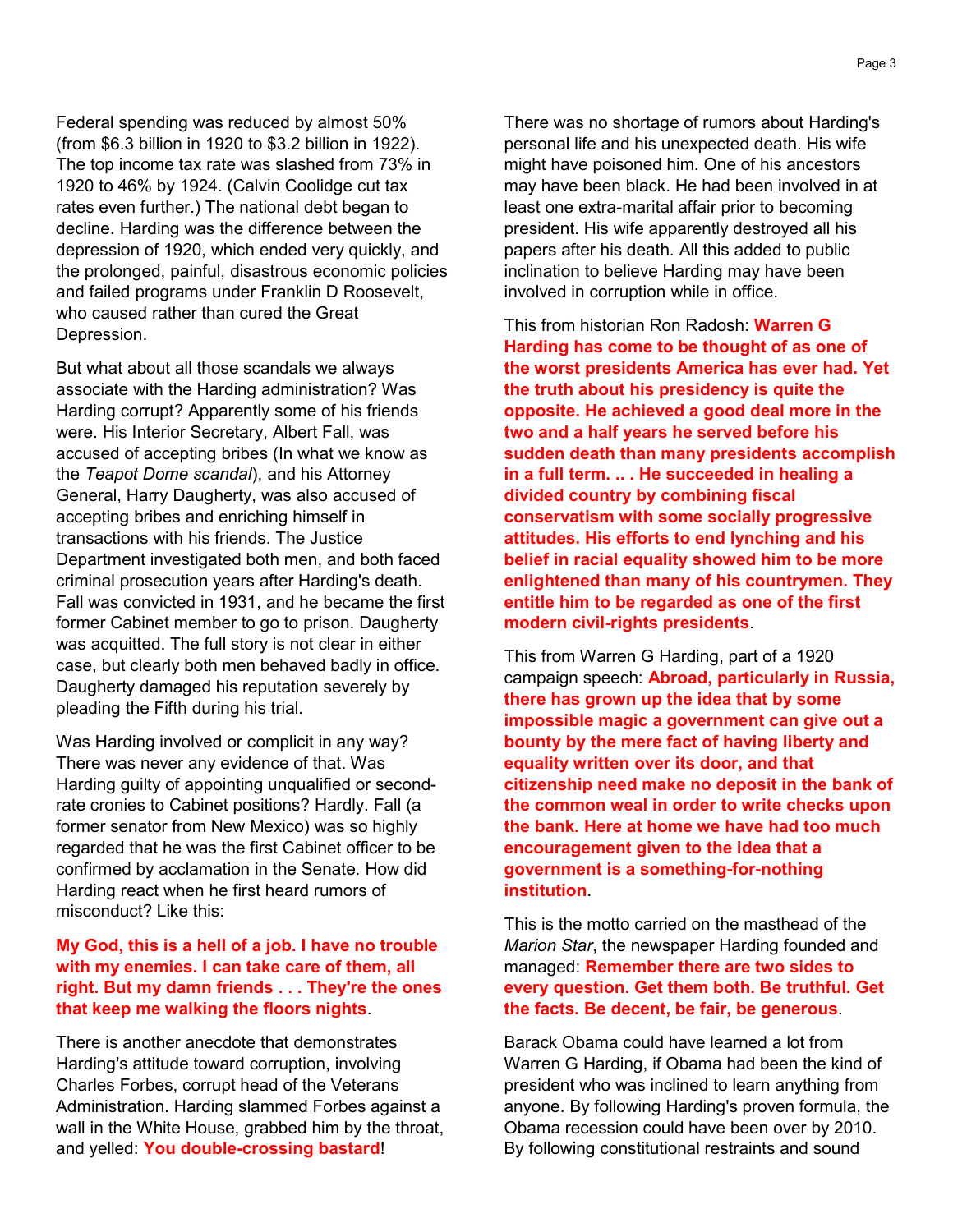Federal spending was reduced by almost 50% (from $6.3 billion in 1920 to $3.2 billion in 1922). The top income tax rate was slashed from 73% in 1920 to 46% by 1924. (Calvin Coolidge cut tax rates even further.) The national debt began to decline. Harding was the difference between the depression of 1920, which ended very quickly, and the prolonged, painful, disastrous economic policies and failed programs under Franklin D Roosevelt, who caused rather than cured the Great Depression.

But what about all those scandals we always associate with the Harding administration? Was Harding corrupt? Apparently some of his friends were. His Interior Secretary, Albert Fall, was accused of accepting bribes (In what we know as the *Teapot Dome scandal*), and his Attorney General, Harry Daugherty, was also accused of accepting bribes and enriching himself in transactions with his friends. The Justice Department investigated both men, and both faced criminal prosecution years after Harding's death. Fall was convicted in 1931, and he became the first former Cabinet member to go to prison. Daugherty was acquitted. The full story is not clear in either case, but clearly both men behaved badly in office. Daugherty damaged his reputation severely by pleading the Fifth during his trial.

Was Harding involved or complicit in any way? There was never any evidence of that. Was Harding guilty of appointing unqualified or second-rate cronies to Cabinet positions? Hardly. Fall (a former senator from New Mexico) was so highly regarded that he was the first Cabinet officer to be confirmed by acclamation in the Senate. How did Harding react when he first heard rumors of misconduct? Like this:

**My God, this is a hell of a job. I have no trouble with my enemies. I can take care of them, all right. But my damn friends . . . They're the ones that keep me walking the floors nights**.

There is another anecdote that demonstrates Harding's attitude toward corruption, involving Charles Forbes, corrupt head of the Veterans Administration. Harding slammed Forbes against a wall in the White House, grabbed him by the throat, and yelled: **You double-crossing bastard**!

There was no shortage of rumors about Harding's personal life and his unexpected death. His wife might have poisoned him. One of his ancestors may have been black. He had been involved in at least one extra-marital affair prior to becoming president. His wife apparently destroyed all his papers after his death. All this added to public inclination to believe Harding may have been involved in corruption while in office.

This from historian Ron Radosh: **Warren G Harding has come to be thought of as one of the worst presidents America has ever had. Yet the truth about his presidency is quite the opposite. He achieved a good deal more in the two and a half years he served before his sudden death than many presidents accomplish in a full term. .. . He succeeded in healing a divided country by combining fiscal conservatism with some socially progressive attitudes. His efforts to end lynching and his belief in racial equality showed him to be more enlightened than many of his countrymen. They entitle him to be regarded as one of the first modern civil-rights presidents**.

This from Warren G Harding, part of a 1920 campaign speech: **Abroad, particularly in Russia, there has grown up the idea that by some impossible magic a government can give out a bounty by the mere fact of having liberty and equality written over its door, and that citizenship need make no deposit in the bank of the common weal in order to write checks upon the bank. Here at home we have had too much encouragement given to the idea that a government is a something-for-nothing institution**.

This is the motto carried on the masthead of the *Marion Star*, the newspaper Harding founded and managed: **Remember there are two sides to every question. Get them both. Be truthful. Get the facts. Be decent, be fair, be generous**.

Barack Obama could have learned a lot from Warren G Harding, if Obama had been the kind of president who was inclined to learn anything from anyone. By following Harding's proven formula, the Obama recession could have been over by 2010. By following constitutional restraints and sound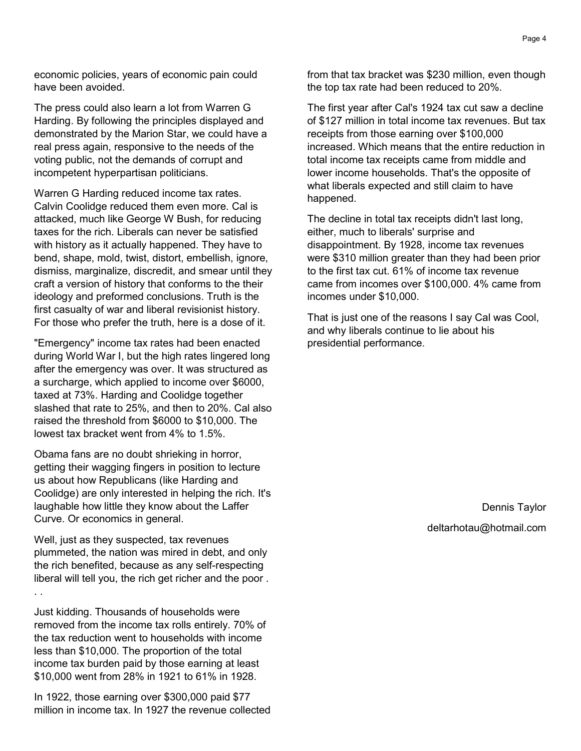economic policies, years of economic pain could have been avoided.

The press could also learn a lot from Warren G Harding. By following the principles displayed and demonstrated by the Marion Star, we could have a real press again, responsive to the needs of the voting public, not the demands of corrupt and incompetent hyperpartisan politicians.

Warren G Harding reduced income tax rates. Calvin Coolidge reduced them even more. Cal is attacked, much like George W Bush, for reducing taxes for the rich. Liberals can never be satisfied with history as it actually happened. They have to bend, shape, mold, twist, distort, embellish, ignore, dismiss, marginalize, discredit, and smear until they craft a version of history that conforms to the their ideology and preformed conclusions. Truth is the first casualty of war and liberal revisionist history. For those who prefer the truth, here is a dose of it.

"Emergency" income tax rates had been enacted during World War I, but the high rates lingered long after the emergency was over. It was structured as a surcharge, which applied to income over $6000, taxed at 73%. Harding and Coolidge together slashed that rate to 25%, and then to 20%. Cal also raised the threshold from $6000 to $10,000. The lowest tax bracket went from 4% to 1.5%.

Obama fans are no doubt shrieking in horror, getting their wagging fingers in position to lecture us about how Republicans (like Harding and Coolidge) are only interested in helping the rich. It's laughable how little they know about the Laffer Curve. Or economics in general.

Well, just as they suspected, tax revenues plummeted, the nation was mired in debt, and only the rich benefited, because as any self-respecting liberal will tell you, the rich get richer and the poor . . .

Just kidding. Thousands of households were removed from the income tax rolls entirely. 70% of the tax reduction went to households with income less than $10,000. The proportion of the total income tax burden paid by those earning at least $10,000 went from 28% in 1921 to 61% in 1928.

In 1922, those earning over $300,000 paid $77 million in income tax. In 1927 the revenue collected from that tax bracket was $230 million, even though the top tax rate had been reduced to 20%.

The first year after Cal's 1924 tax cut saw a decline of $127 million in total income tax revenues. But tax receipts from those earning over $100,000 increased. Which means that the entire reduction in total income tax receipts came from middle and lower income households. That's the opposite of what liberals expected and still claim to have happened.

The decline in total tax receipts didn't last long, either, much to liberals' surprise and disappointment. By 1928, income tax revenues were $310 million greater than they had been prior to the first tax cut. 61% of income tax revenue came from incomes over $100,000. 4% came from incomes under $10,000.

That is just one of the reasons I say Cal was Cool, and why liberals continue to lie about his presidential performance.

Dennis Taylor

deltarhotau@hotmail.com